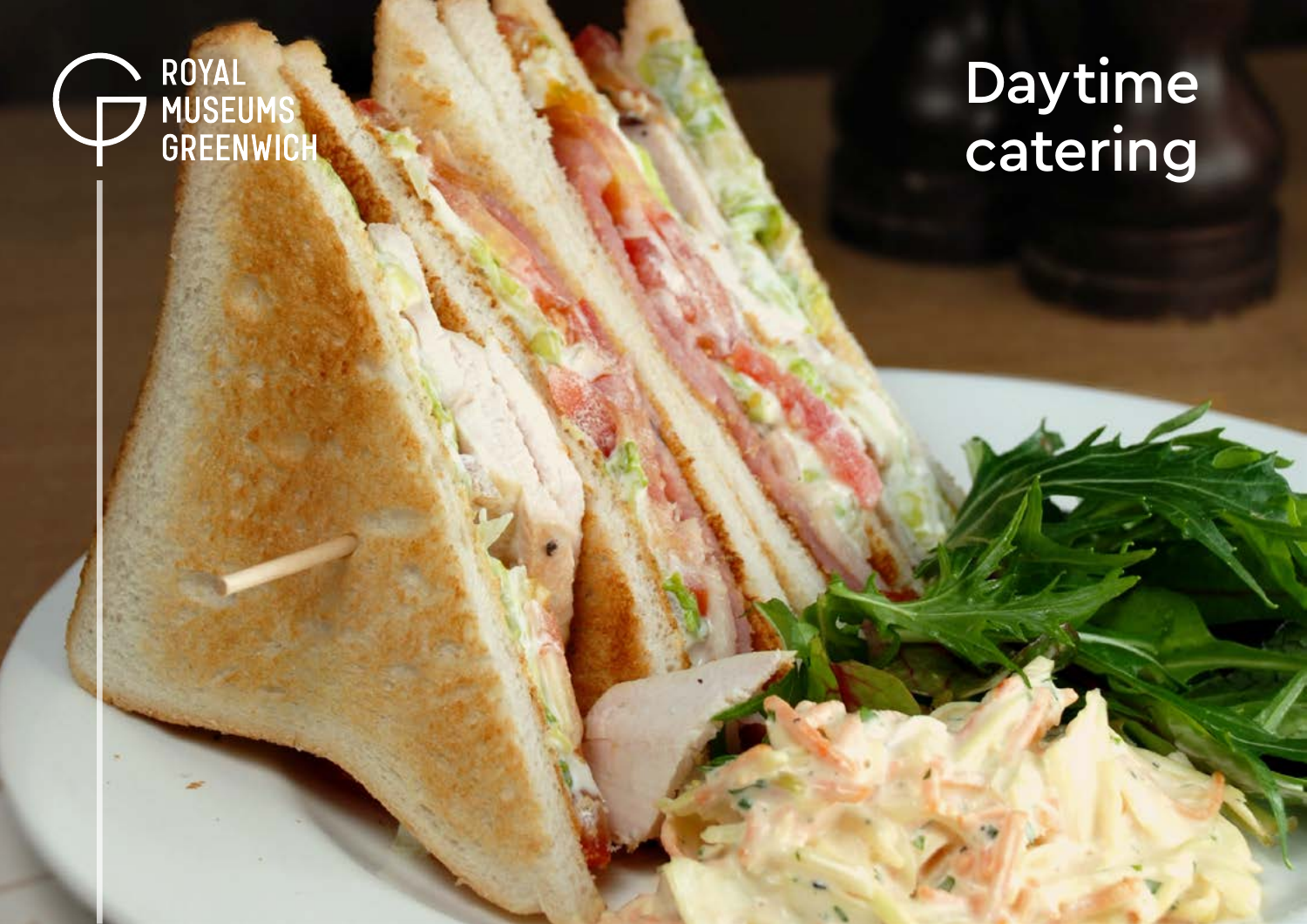ROYAL MUSEUMS GREENWICH

# Daytime catering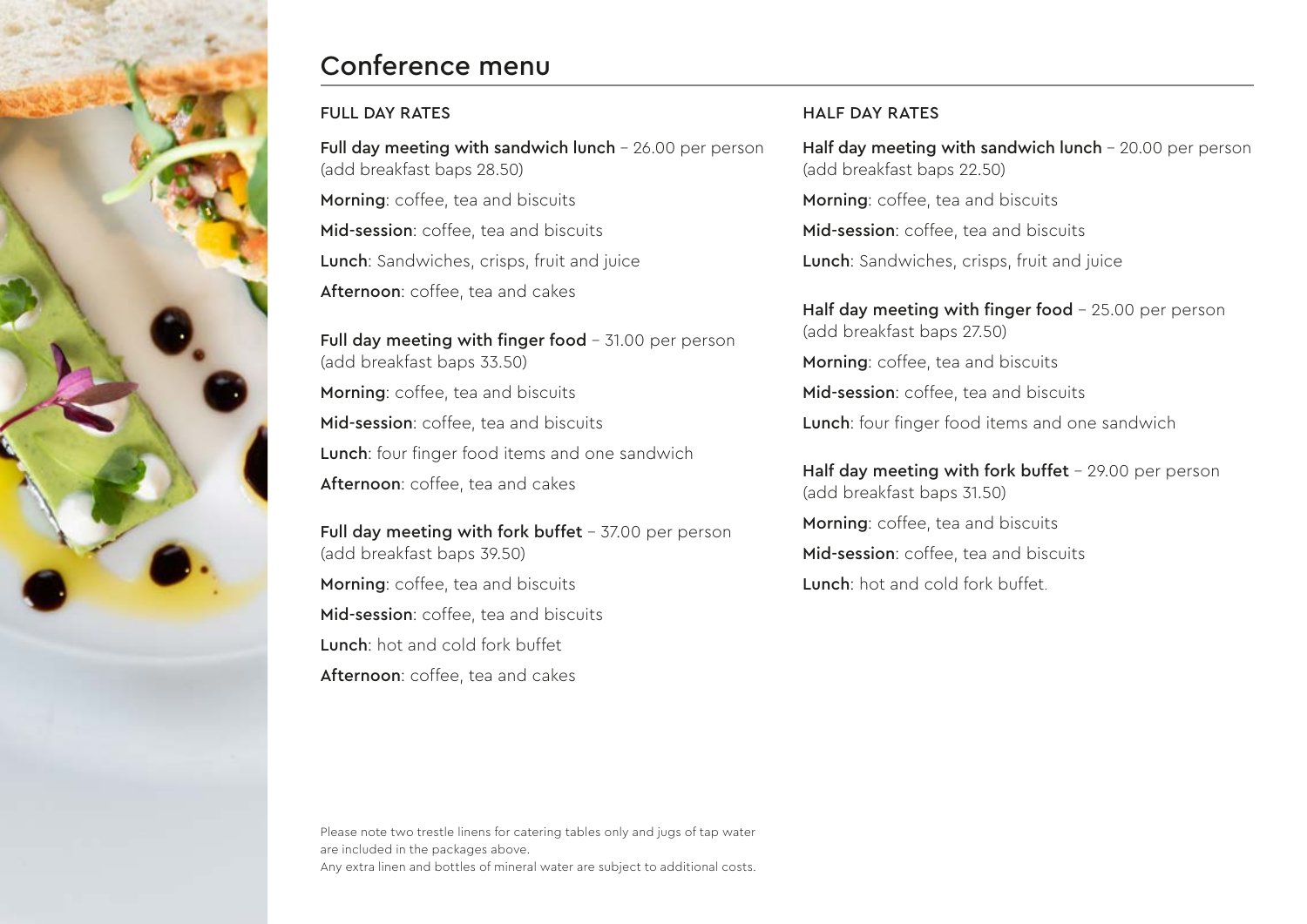# Conference menu

## FULL DAY RATES

**Full day meeting with sandwich lunch** – 26.00 per person (add breakfast baps 28.50)

**Morning**: coffee, tea and biscuits

**Mid-session**: coffee, tea and biscuits

**Lunch**: Sandwiches, crisps, fruit and juice

**Afternoon**: coffee, tea and cakes

**Full day meeting with finger food** – 31.00 per person (add breakfast baps 33.50)

**Morning**: coffee, tea and biscuits

**Mid-session**: coffee, tea and biscuits

**Lunch**: four finger food items and one sandwich

**Afternoon**: coffee, tea and cakes

**Full day meeting with fork buffet** – 37.00 per person (add breakfast baps 39.50)

**Morning**: coffee, tea and biscuits

**Mid-session**: coffee, tea and biscuits

**Lunch**: hot and cold fork buffet

**Afternoon**: coffee, tea and cakes

## HALF DAY RATES

**Half day meeting with sandwich lunch** – 20.00 per person (add breakfast baps 22.50)

**Morning**: coffee, tea and biscuits

**Mid-session**: coffee, tea and biscuits

**Lunch**: Sandwiches, crisps, fruit and juice

**Half day meeting with finger food** – 25.00 per person (add breakfast baps 27.50)

**Morning**: coffee, tea and biscuits

**Mid-session**: coffee, tea and biscuits

**Lunch**: four finger food items and one sandwich

**Half day meeting with fork buffet** – 29.00 per person (add breakfast baps 31.50)

**Morning**: coffee, tea and biscuits

**Mid-session**: coffee, tea and biscuits

**Lunch**: hot and cold fork buffet.

Please note two trestle linens for catering tables only and jugs of tap water are included in the packages above.
Any extra linen and bottles of mineral water are subject to additional costs.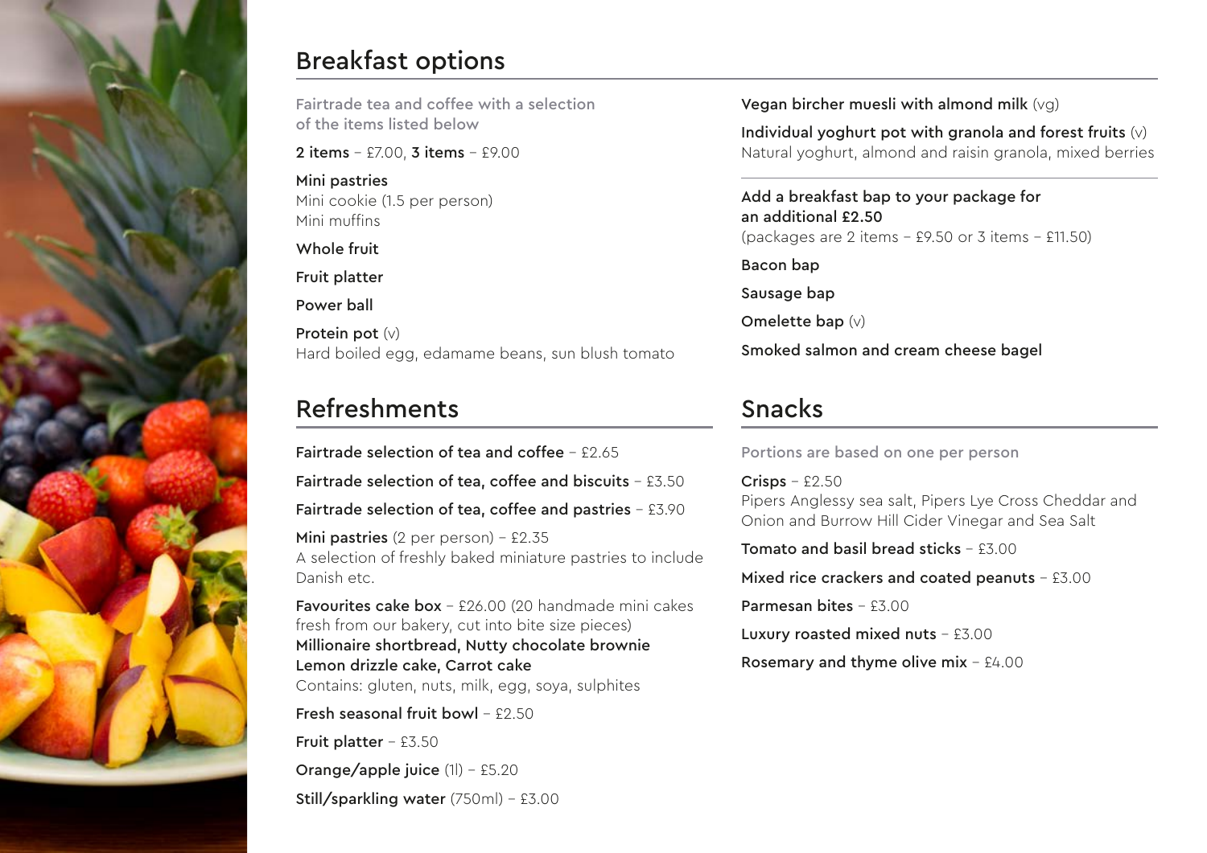## Breakfast options

Fairtrade tea and coffee with a selection of the items listed below

**2 items** – £7.00, **3 items** – £9.00

**Mini pastries**
Mini cookie (1.5 per person)
Mini muffins

**Whole fruit**

**Fruit platter**

**Power ball**

**Protein pot** (v)
Hard boiled egg, edamame beans, sun blush tomato

**Vegan bircher muesli with almond milk** (vg)

**Individual yoghurt pot with granola and forest fruits** (v)
Natural yoghurt, almond and raisin granola, mixed berries

**Add a breakfast bap to your package for an additional £2.50**
(packages are 2 items – £9.50 or 3 items – £11.50)

**Bacon bap**

**Sausage bap**

**Omelette bap** (v)

**Smoked salmon and cream cheese bagel**

## Refreshments

**Fairtrade selection of tea and coffee** – £2.65

**Fairtrade selection of tea, coffee and biscuits** – £3.50

**Fairtrade selection of tea, coffee and pastries** – £3.90

**Mini pastries** (2 per person) – £2.35
A selection of freshly baked miniature pastries to include Danish etc.

**Favourites cake box** – £26.00 (20 handmade mini cakes fresh from our bakery, cut into bite size pieces)
**Millionaire shortbread, Nutty chocolate brownie**
**Lemon drizzle cake, Carrot cake**
Contains: gluten, nuts, milk, egg, soya, sulphites

**Fresh seasonal fruit bowl** – £2.50

**Fruit platter** – £3.50

**Orange/apple juice** (1l) – £5.20

**Still/sparkling water** (750ml) – £3.00

## Snacks

Portions are based on one per person

**Crisps** – £2.50
Pipers Anglessy sea salt, Pipers Lye Cross Cheddar and Onion and Burrow Hill Cider Vinegar and Sea Salt

**Tomato and basil bread sticks** – £3.00

**Mixed rice crackers and coated peanuts** – £3.00

**Parmesan bites** – £3.00

**Luxury roasted mixed nuts** – £3.00

**Rosemary and thyme olive mix** – £4.00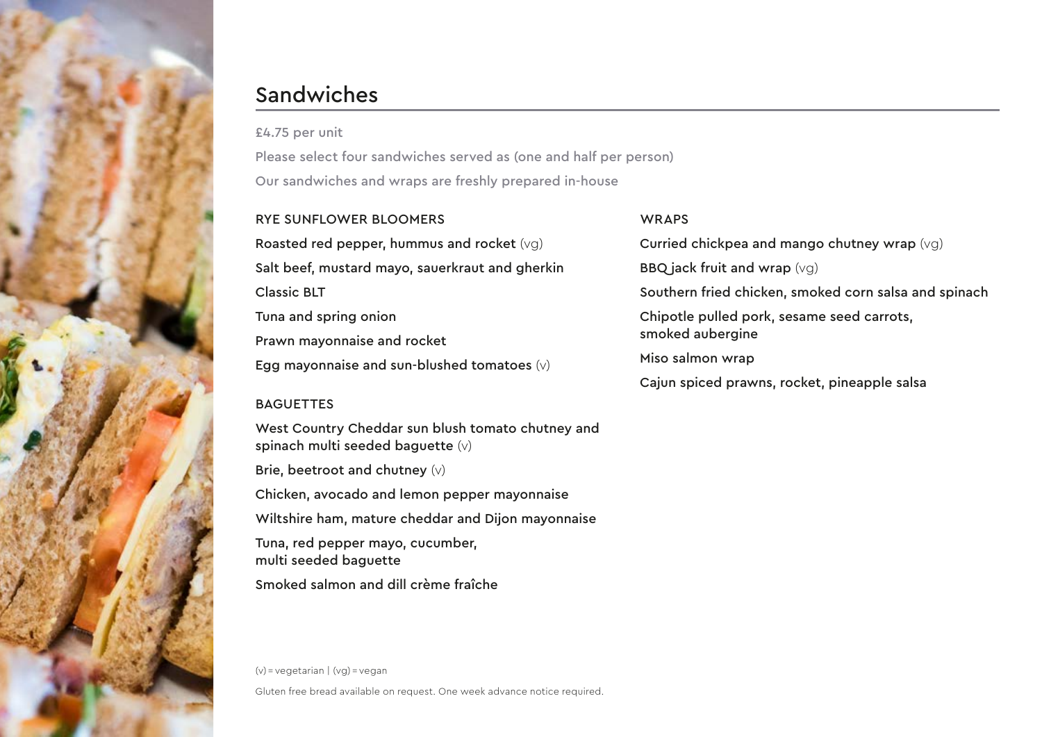# Sandwiches

£4.75 per unit

Please select four sandwiches served as (one and half per person)

Our sandwiches and wraps are freshly prepared in-house

### RYE SUNFLOWER BLOOMERS

Roasted red pepper, hummus and rocket (vg)

Salt beef, mustard mayo, sauerkraut and gherkin

Classic BLT

Tuna and spring onion

Prawn mayonnaise and rocket

Egg mayonnaise and sun-blushed tomatoes (v)

### BAGUETTES

West Country Cheddar sun blush tomato chutney and spinach multi seeded baguette (v)

Brie, beetroot and chutney (v)

Chicken, avocado and lemon pepper mayonnaise

Wiltshire ham, mature cheddar and Dijon mayonnaise

Tuna, red pepper mayo, cucumber, multi seeded baguette

Smoked salmon and dill crème fraîche

### WRAPS

Curried chickpea and mango chutney wrap (vg)

BBQ jack fruit and wrap (vg)

Southern fried chicken, smoked corn salsa and spinach

Chipotle pulled pork, sesame seed carrots, smoked aubergine

Miso salmon wrap

Cajun spiced prawns, rocket, pineapple salsa

(v) = vegetarian | (vg) = vegan

Gluten free bread available on request. One week advance notice required.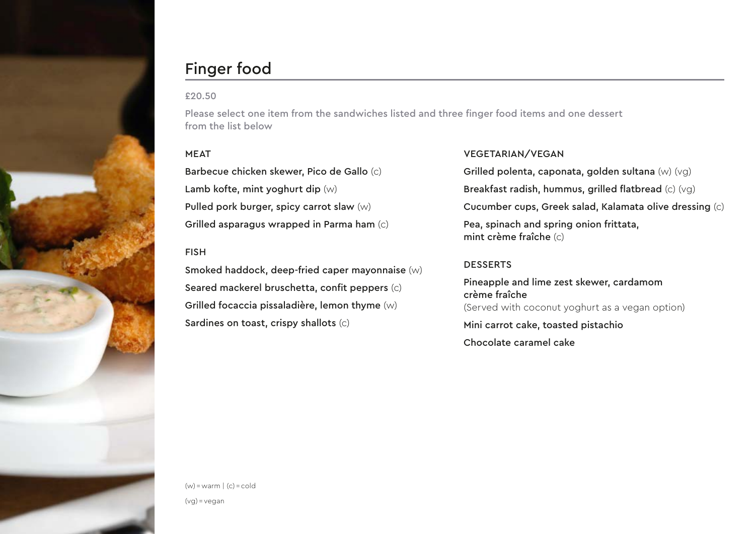# Finger food

£20.50

Please select one item from the sandwiches listed and three finger food items and one dessert from the list below

### MEAT

Barbecue chicken skewer, Pico de Gallo (c)

Lamb kofte, mint yoghurt dip (w)

Pulled pork burger, spicy carrot slaw (w)

Grilled asparagus wrapped in Parma ham (c)

### FISH

Smoked haddock, deep-fried caper mayonnaise (w)

Seared mackerel bruschetta, confit peppers (c)

Grilled focaccia pissaladière, lemon thyme (w)

Sardines on toast, crispy shallots (c)

### VEGETARIAN/VEGAN

Grilled polenta, caponata, golden sultana (w) (vg)

Breakfast radish, hummus, grilled flatbread (c) (vg)

Cucumber cups, Greek salad, Kalamata olive dressing (c)

Pea, spinach and spring onion frittata, mint crème fraîche (c)

### DESSERTS

Pineapple and lime zest skewer, cardamom crème fraîche
(Served with coconut yoghurt as a vegan option)

Mini carrot cake, toasted pistachio

Chocolate caramel cake

(w) = warm | (c) = cold

(vg) = vegan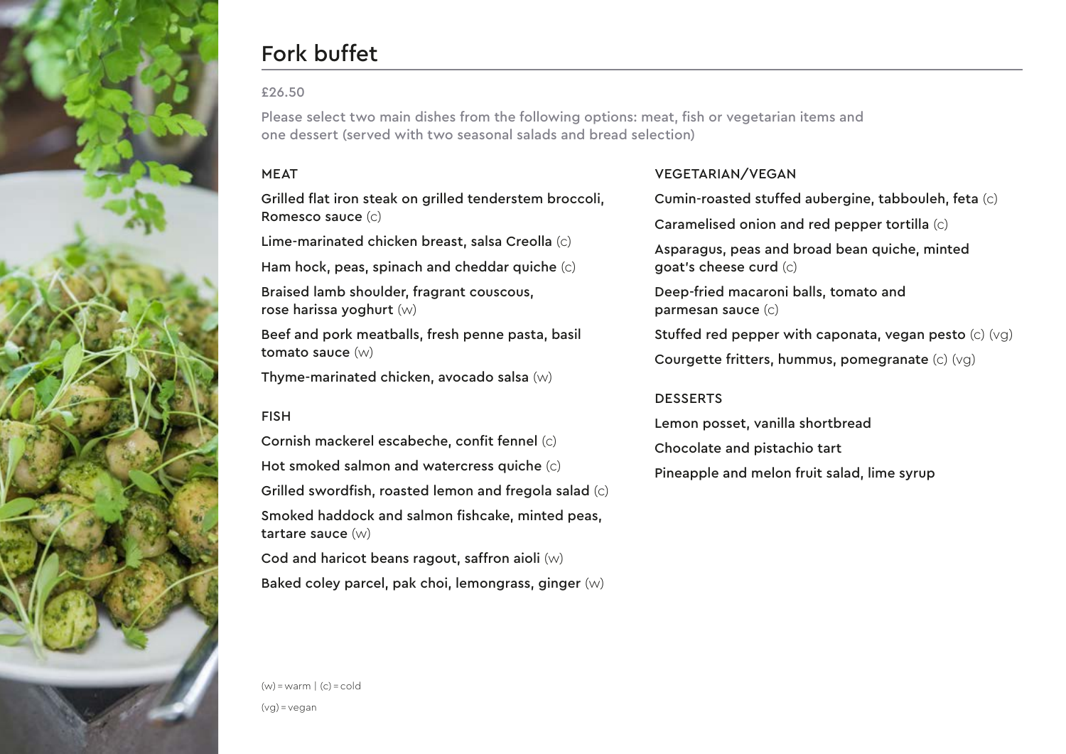# Fork buffet

£26.50

Please select two main dishes from the following options: meat, fish or vegetarian items and one dessert (served with two seasonal salads and bread selection)

## MEAT

Grilled flat iron steak on grilled tenderstem broccoli, Romesco sauce (c)

Lime-marinated chicken breast, salsa Creolla (c)

Ham hock, peas, spinach and cheddar quiche (c)

Braised lamb shoulder, fragrant couscous, rose harissa yoghurt (w)

Beef and pork meatballs, fresh penne pasta, basil tomato sauce (w)

Thyme-marinated chicken, avocado salsa (w)

## FISH

Cornish mackerel escabeche, confit fennel (c)

Hot smoked salmon and watercress quiche (c)

Grilled swordfish, roasted lemon and fregola salad (c)

Smoked haddock and salmon fishcake, minted peas, tartare sauce (w)

Cod and haricot beans ragout, saffron aioli (w)

Baked coley parcel, pak choi, lemongrass, ginger (w)

## VEGETARIAN/VEGAN

Cumin-roasted stuffed aubergine, tabbouleh, feta (c)

Caramelised onion and red pepper tortilla (c)

Asparagus, peas and broad bean quiche, minted goat's cheese curd (c)

Deep-fried macaroni balls, tomato and parmesan sauce (c)

Stuffed red pepper with caponata, vegan pesto (c) (vg)

Courgette fritters, hummus, pomegranate (c) (vg)

## DESSERTS

Lemon posset, vanilla shortbread

Chocolate and pistachio tart

Pineapple and melon fruit salad, lime syrup

(w) = warm | (c) = cold

(vg) = vegan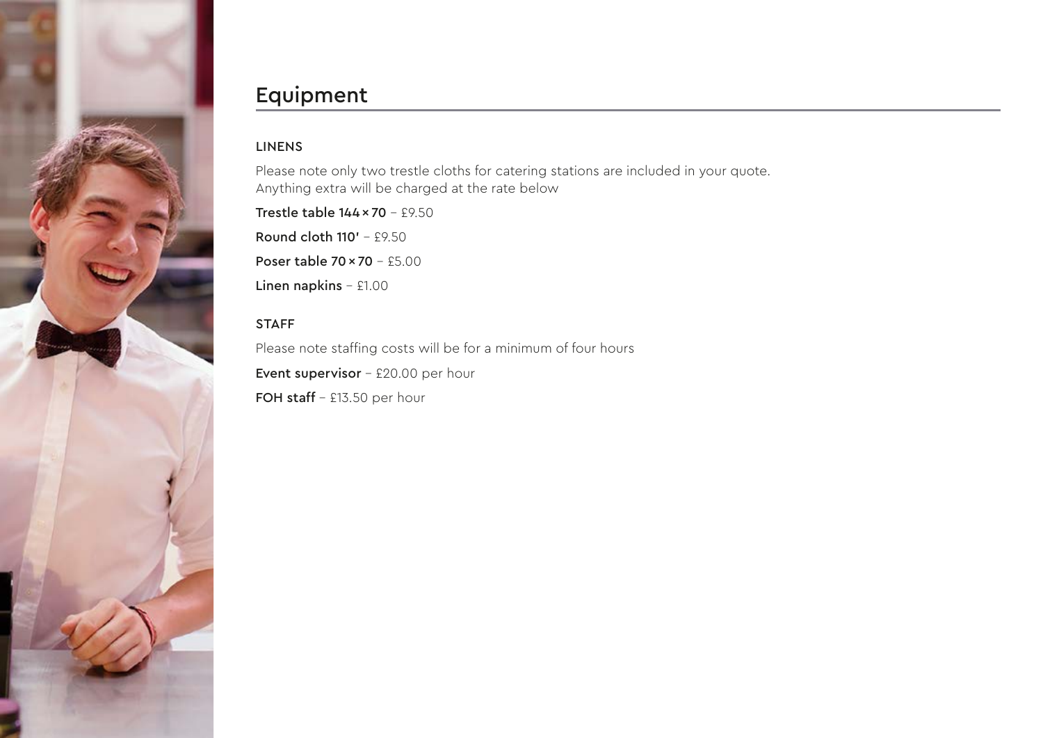# Equipment

### LINENS

Please note only two trestle cloths for catering stations are included in your quote.
Anything extra will be charged at the rate below

**Trestle table 144 × 70** – £9.50

**Round cloth 110'** – £9.50

**Poser table 70 × 70** – £5.00

**Linen napkins** – £1.00

### STAFF

Please note staffing costs will be for a minimum of four hours

**Event supervisor** – £20.00 per hour

**FOH staff** – £13.50 per hour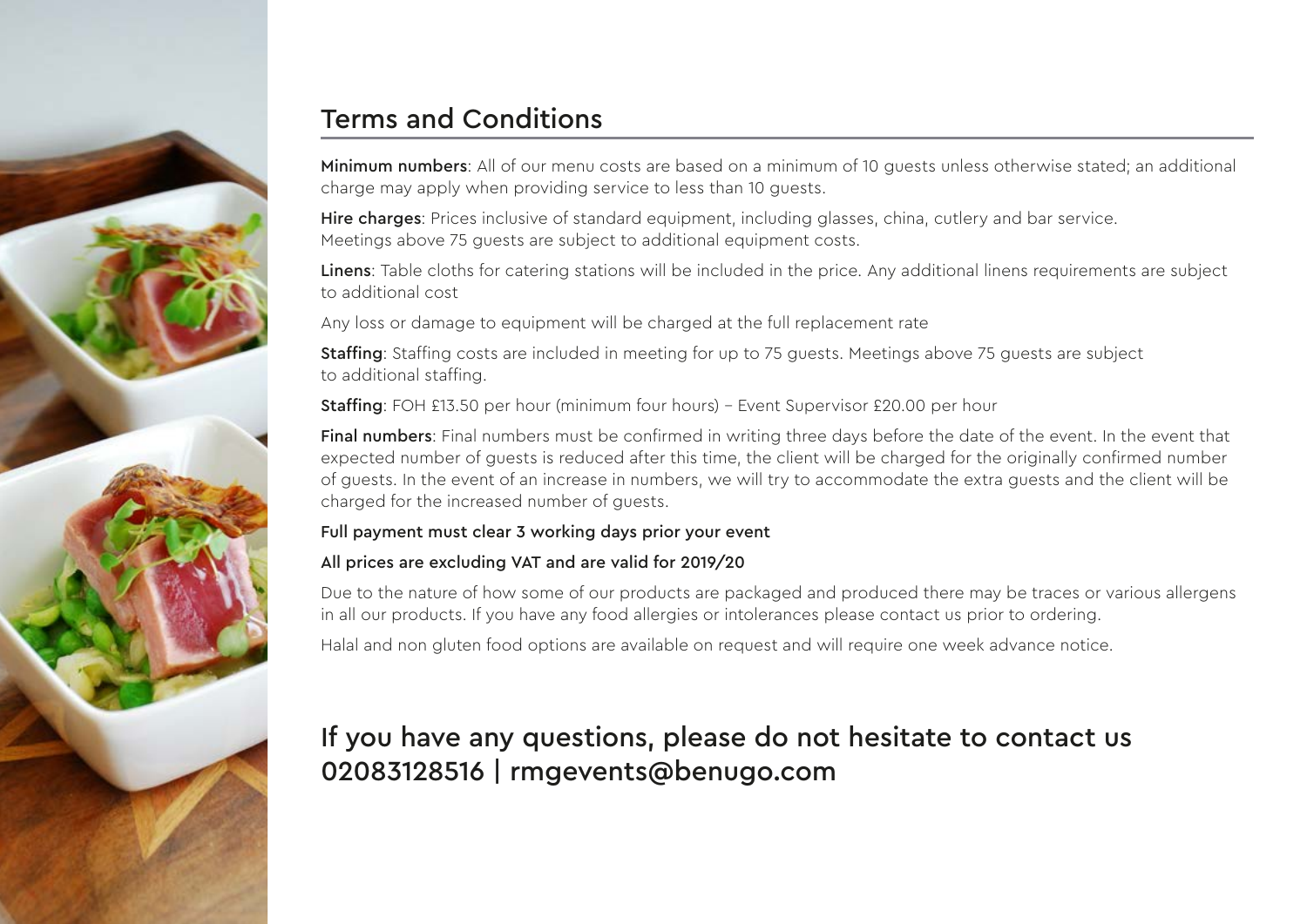## Terms and Conditions

**Minimum numbers**: All of our menu costs are based on a minimum of 10 guests unless otherwise stated; an additional charge may apply when providing service to less than 10 guests.

**Hire charges**: Prices inclusive of standard equipment, including glasses, china, cutlery and bar service. Meetings above 75 guests are subject to additional equipment costs.

**Linens**: Table cloths for catering stations will be included in the price. Any additional linens requirements are subject to additional cost

Any loss or damage to equipment will be charged at the full replacement rate

**Staffing**: Staffing costs are included in meeting for up to 75 guests. Meetings above 75 guests are subject to additional staffing.

**Staffing**: FOH £13.50 per hour (minimum four hours) – Event Supervisor £20.00 per hour

**Final numbers**: Final numbers must be confirmed in writing three days before the date of the event. In the event that expected number of guests is reduced after this time, the client will be charged for the originally confirmed number of guests. In the event of an increase in numbers, we will try to accommodate the extra guests and the client will be charged for the increased number of guests.

**Full payment must clear 3 working days prior your event**

**All prices are excluding VAT and are valid for 2019/20**

Due to the nature of how some of our products are packaged and produced there may be traces or various allergens in all our products. If you have any food allergies or intolerances please contact us prior to ordering.

Halal and non gluten food options are available on request and will require one week advance notice.

## If you have any questions, please do not hesitate to contact us 02083128516 | rmgevents@benugo.com